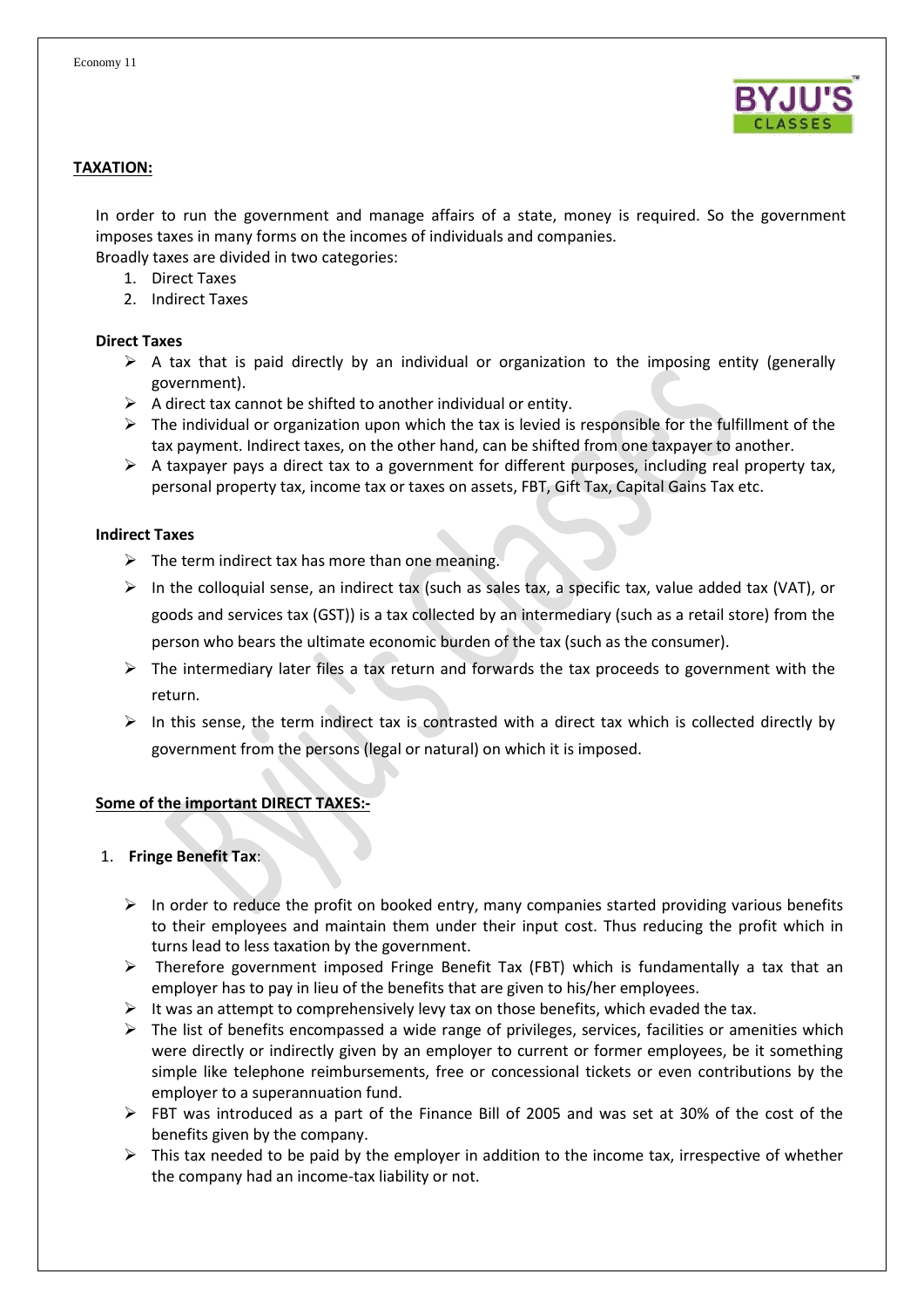## TAXATION:

In order to run the government and manage affairs of a state, money is required. So the government imposes taxes in many forms on the incomes of individuals and companies.
Broadly taxes are divided in two categories:

1. Direct Taxes
2. Indirect Taxes

### Direct Taxes

- A tax that is paid directly by an individual or organization to the imposing entity (generally government).
- A direct tax cannot be shifted to another individual or entity.
- The individual or organization upon which the tax is levied is responsible for the fulfillment of the tax payment. Indirect taxes, on the other hand, can be shifted from one taxpayer to another.
- A taxpayer pays a direct tax to a government for different purposes, including real property tax, personal property tax, income tax or taxes on assets, FBT, Gift Tax, Capital Gains Tax etc.

### Indirect Taxes

- The term indirect tax has more than one meaning.
- In the colloquial sense, an indirect tax (such as sales tax, a specific tax, value added tax (VAT), or goods and services tax (GST)) is a tax collected by an intermediary (such as a retail store) from the person who bears the ultimate economic burden of the tax (such as the consumer).
- The intermediary later files a tax return and forwards the tax proceeds to government with the return.
- In this sense, the term indirect tax is contrasted with a direct tax which is collected directly by government from the persons (legal or natural) on which it is imposed.

### Some of the important DIRECT TAXES:-

1. **Fringe Benefit Tax**:

- In order to reduce the profit on booked entry, many companies started providing various benefits to their employees and maintain them under their input cost. Thus reducing the profit which in turns lead to less taxation by the government.
- Therefore government imposed Fringe Benefit Tax (FBT) which is fundamentally a tax that an employer has to pay in lieu of the benefits that are given to his/her employees.
- It was an attempt to comprehensively levy tax on those benefits, which evaded the tax.
- The list of benefits encompassed a wide range of privileges, services, facilities or amenities which were directly or indirectly given by an employer to current or former employees, be it something simple like telephone reimbursements, free or concessional tickets or even contributions by the employer to a superannuation fund.
- FBT was introduced as a part of the Finance Bill of 2005 and was set at 30% of the cost of the benefits given by the company.
- This tax needed to be paid by the employer in addition to the income tax, irrespective of whether the company had an income-tax liability or not.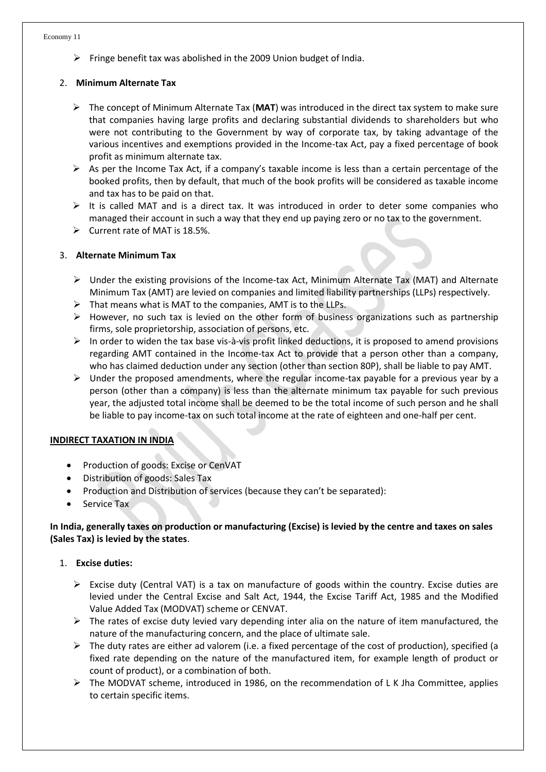- Fringe benefit tax was abolished in the 2009 Union budget of India.

2. **Minimum Alternate Tax**

- The concept of Minimum Alternate Tax (**MAT**) was introduced in the direct tax system to make sure that companies having large profits and declaring substantial dividends to shareholders but who were not contributing to the Government by way of corporate tax, by taking advantage of the various incentives and exemptions provided in the Income-tax Act, pay a fixed percentage of book profit as minimum alternate tax.
- As per the Income Tax Act, if a company's taxable income is less than a certain percentage of the booked profits, then by default, that much of the book profits will be considered as taxable income and tax has to be paid on that.
- It is called MAT and is a direct tax. It was introduced in order to deter some companies who managed their account in such a way that they end up paying zero or no tax to the government.
- Current rate of MAT is 18.5%.

3. **Alternate Minimum Tax**

- Under the existing provisions of the Income-tax Act, Minimum Alternate Tax (MAT) and Alternate Minimum Tax (AMT) are levied on companies and limited liability partnerships (LLPs) respectively.
- That means what is MAT to the companies, AMT is to the LLPs.
- However, no such tax is levied on the other form of business organizations such as partnership firms, sole proprietorship, association of persons, etc.
- In order to widen the tax base vis-à-vis profit linked deductions, it is proposed to amend provisions regarding AMT contained in the Income-tax Act to provide that a person other than a company, who has claimed deduction under any section (other than section 80P), shall be liable to pay AMT.
- Under the proposed amendments, where the regular income-tax payable for a previous year by a person (other than a company) is less than the alternate minimum tax payable for such previous year, the adjusted total income shall be deemed to be the total income of such person and he shall be liable to pay income-tax on such total income at the rate of eighteen and one-half per cent.

## INDIRECT TAXATION IN INDIA

- Production of goods: Excise or CenVAT
- Distribution of goods: Sales Tax
- Production and Distribution of services (because they can't be separated):
- Service Tax

**In India, generally taxes on production or manufacturing (Excise) is levied by the centre and taxes on sales (Sales Tax) is levied by the states**.

1. **Excise duties:**

- Excise duty (Central VAT) is a tax on manufacture of goods within the country. Excise duties are levied under the Central Excise and Salt Act, 1944, the Excise Tariff Act, 1985 and the Modified Value Added Tax (MODVAT) scheme or CENVAT.
- The rates of excise duty levied vary depending inter alia on the nature of item manufactured, the nature of the manufacturing concern, and the place of ultimate sale.
- The duty rates are either ad valorem (i.e. a fixed percentage of the cost of production), specified (a fixed rate depending on the nature of the manufactured item, for example length of product or count of product), or a combination of both.
- The MODVAT scheme, introduced in 1986, on the recommendation of L K Jha Committee, applies to certain specific items.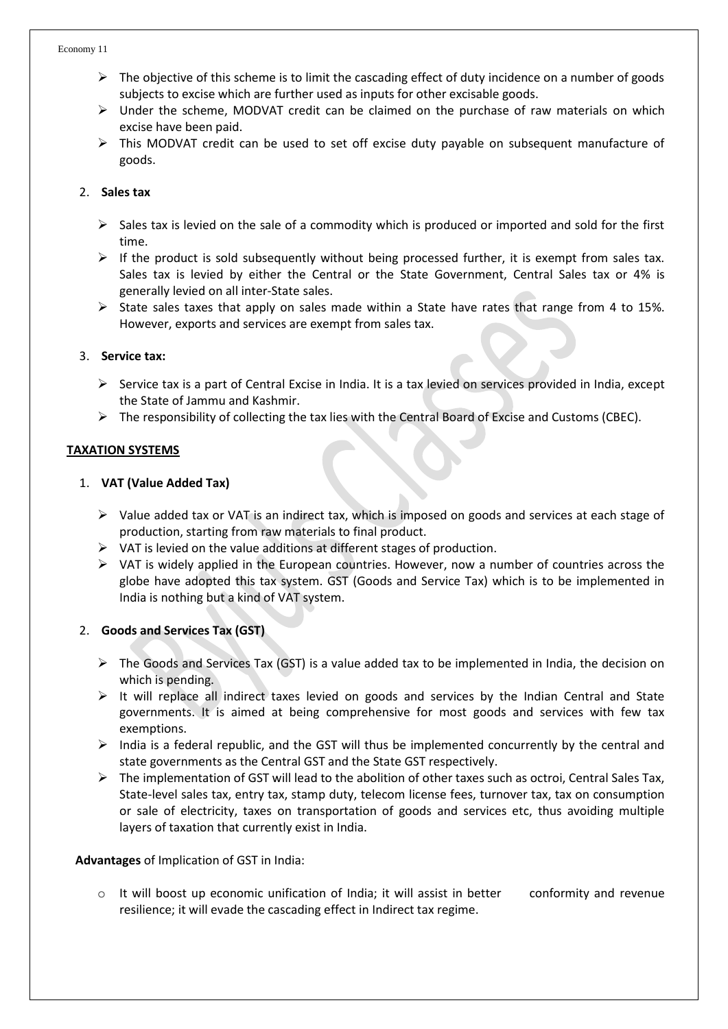- The objective of this scheme is to limit the cascading effect of duty incidence on a number of goods subjects to excise which are further used as inputs for other excisable goods.
- Under the scheme, MODVAT credit can be claimed on the purchase of raw materials on which excise have been paid.
- This MODVAT credit can be used to set off excise duty payable on subsequent manufacture of goods.

2. **Sales tax**

- Sales tax is levied on the sale of a commodity which is produced or imported and sold for the first time.
- If the product is sold subsequently without being processed further, it is exempt from sales tax. Sales tax is levied by either the Central or the State Government, Central Sales tax or 4% is generally levied on all inter-State sales.
- State sales taxes that apply on sales made within a State have rates that range from 4 to 15%. However, exports and services are exempt from sales tax.

3. **Service tax:**

- Service tax is a part of Central Excise in India. It is a tax levied on services provided in India, except the State of Jammu and Kashmir.
- The responsibility of collecting the tax lies with the Central Board of Excise and Customs (CBEC).

## TAXATION SYSTEMS

1. **VAT (Value Added Tax)**

- Value added tax or VAT is an indirect tax, which is imposed on goods and services at each stage of production, starting from raw materials to final product.
- VAT is levied on the value additions at different stages of production.
- VAT is widely applied in the European countries. However, now a number of countries across the globe have adopted this tax system. GST (Goods and Service Tax) which is to be implemented in India is nothing but a kind of VAT system.

2. **Goods and Services Tax (GST)**

- The Goods and Services Tax (GST) is a value added tax to be implemented in India, the decision on which is pending.
- It will replace all indirect taxes levied on goods and services by the Indian Central and State governments. It is aimed at being comprehensive for most goods and services with few tax exemptions.
- India is a federal republic, and the GST will thus be implemented concurrently by the central and state governments as the Central GST and the State GST respectively.
- The implementation of GST will lead to the abolition of other taxes such as octroi, Central Sales Tax, State-level sales tax, entry tax, stamp duty, telecom license fees, turnover tax, tax on consumption or sale of electricity, taxes on transportation of goods and services etc, thus avoiding multiple layers of taxation that currently exist in India.

**Advantages** of Implication of GST in India:

- It will boost up economic unification of India; it will assist in better conformity and revenue resilience; it will evade the cascading effect in Indirect tax regime.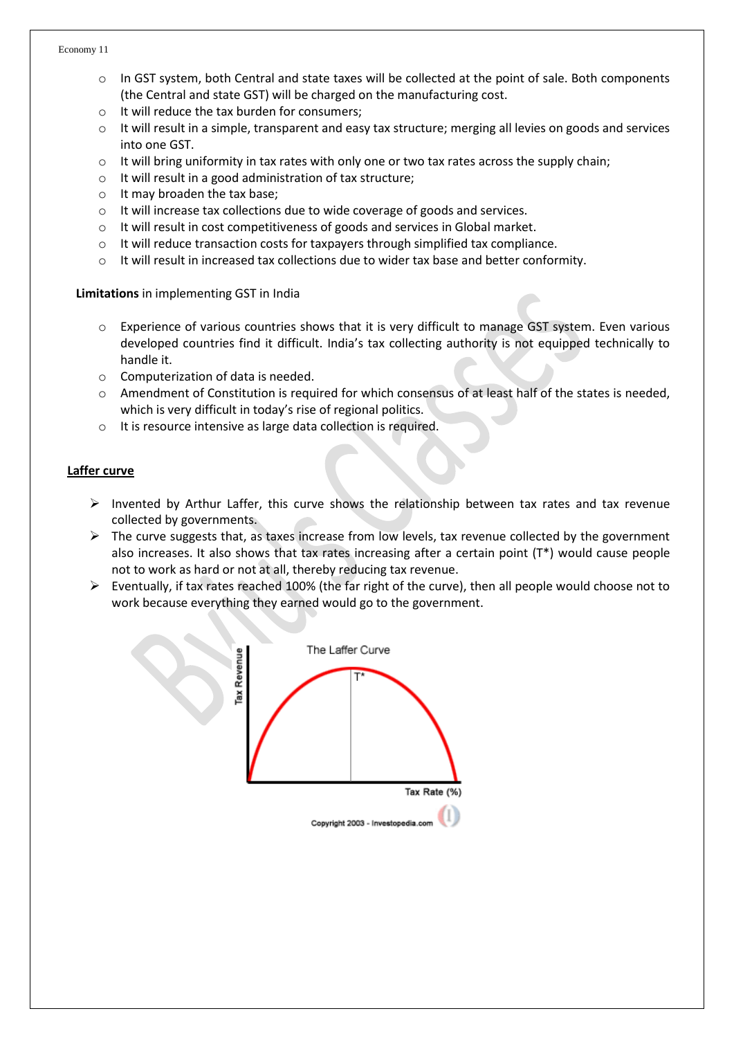- In GST system, both Central and state taxes will be collected at the point of sale. Both components (the Central and state GST) will be charged on the manufacturing cost.
- It will reduce the tax burden for consumers;
- It will result in a simple, transparent and easy tax structure; merging all levies on goods and services into one GST.
- It will bring uniformity in tax rates with only one or two tax rates across the supply chain;
- It will result in a good administration of tax structure;
- It may broaden the tax base;
- It will increase tax collections due to wide coverage of goods and services.
- It will result in cost competitiveness of goods and services in Global market.
- It will reduce transaction costs for taxpayers through simplified tax compliance.
- It will result in increased tax collections due to wider tax base and better conformity.

**Limitations** in implementing GST in India

- Experience of various countries shows that it is very difficult to manage GST system. Even various developed countries find it difficult. India's tax collecting authority is not equipped technically to handle it.
- Computerization of data is needed.
- Amendment of Constitution is required for which consensus of at least half of the states is needed, which is very difficult in today's rise of regional politics.
- It is resource intensive as large data collection is required.

## Laffer curve

- Invented by Arthur Laffer, this curve shows the relationship between tax rates and tax revenue collected by governments.
- The curve suggests that, as taxes increase from low levels, tax revenue collected by the government also increases. It also shows that tax rates increasing after a certain point (T*) would cause people not to work as hard or not at all, thereby reducing tax revenue.
- Eventually, if tax rates reached 100% (the far right of the curve), then all people would choose not to work because everything they earned would go to the government.

The Laffer Curve

Tax Revenue

T*

Tax Rate (%)

Copyright 2003 - Investopedia.com